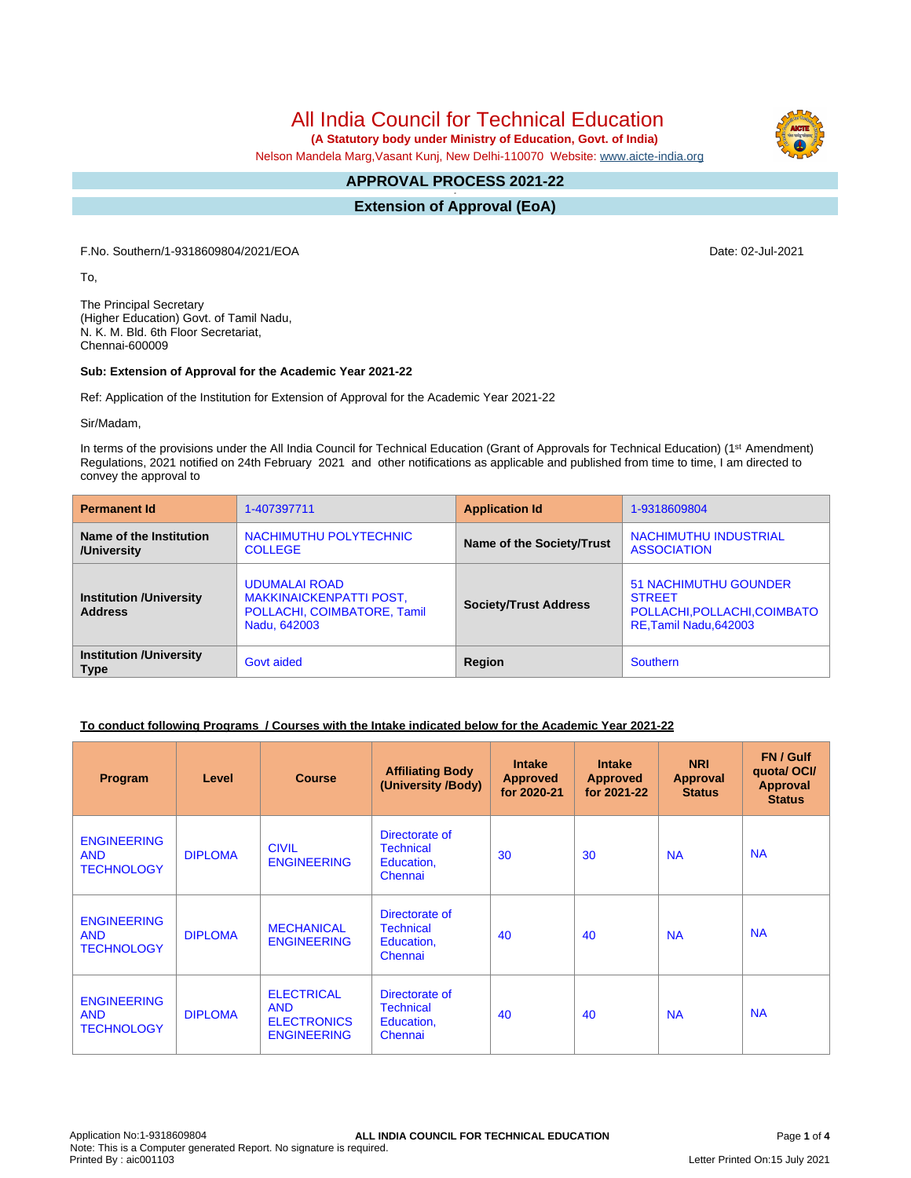# All India Council for Technical Education

**(A Statutory body under Ministry of Education, Govt. of India)**

Nelson Mandela Marg,Vasant Kunj, New Delhi-110070 Website: www.aicte-india.org

## APPROVAL PROCESS 2021-22

## Extension of Approval (EoA)

F.No. Southern/1-9318609804/2021/EOA

Date: 02-Jul-2021

To,

The Principal Secretary
(Higher Education) Govt. of Tamil Nadu,
N. K. M. Bld. 6th Floor Secretariat,
Chennai-600009

**Sub: Extension of Approval for the Academic Year 2021-22**

Ref: Application of the Institution for Extension of Approval for the Academic Year 2021-22

Sir/Madam,

In terms of the provisions under the All India Council for Technical Education (Grant of Approvals for Technical Education) (1st Amendment) Regulations, 2021 notified on 24th February 2021 and other notifications as applicable and published from time to time, I am directed to convey the approval to

| **Permanent Id** | 1-407397711 | **Application Id** | 1-9318609804 |
|---|---|---|---|
| **Name of the Institution /University** | NACHIMUTHU POLYTECHNIC COLLEGE | **Name of the Society/Trust** | NACHIMUTHU INDUSTRIAL ASSOCIATION |
| **Institution /University Address** | UDUMALAI ROAD MAKKINAICKENPATTI POST, POLLACHI, COIMBATORE, Tamil Nadu, 642003 | **Society/Trust Address** | 51 NACHIMUTHU GOUNDER STREET POLLACHI,POLLACHI,COIMBATORE,Tamil Nadu,642003 |
| **Institution /University Type** | Govt aided | **Region** | Southern |

**To conduct following Programs / Courses with the Intake indicated below for the Academic Year 2021-22**

| Program | Level | Course | Affiliating Body (University /Body) | Intake Approved for 2020-21 | Intake Approved for 2021-22 | NRI Approval Status | FN / Gulf quota/ OCI/ Approval Status |
|---|---|---|---|---|---|---|---|
| ENGINEERING AND TECHNOLOGY | DIPLOMA | CIVIL ENGINEERING | Directorate of Technical Education, Chennai | 30 | 30 | NA | NA |
| ENGINEERING AND TECHNOLOGY | DIPLOMA | MECHANICAL ENGINEERING | Directorate of Technical Education, Chennai | 40 | 40 | NA | NA |
| ENGINEERING AND TECHNOLOGY | DIPLOMA | ELECTRICAL AND ELECTRONICS ENGINEERING | Directorate of Technical Education, Chennai | 40 | 40 | NA | NA |

Application No:1-9318609804
Note: This is a Computer generated Report. No signature is required.
Printed By : aic001103
Letter Printed On:15 July 2021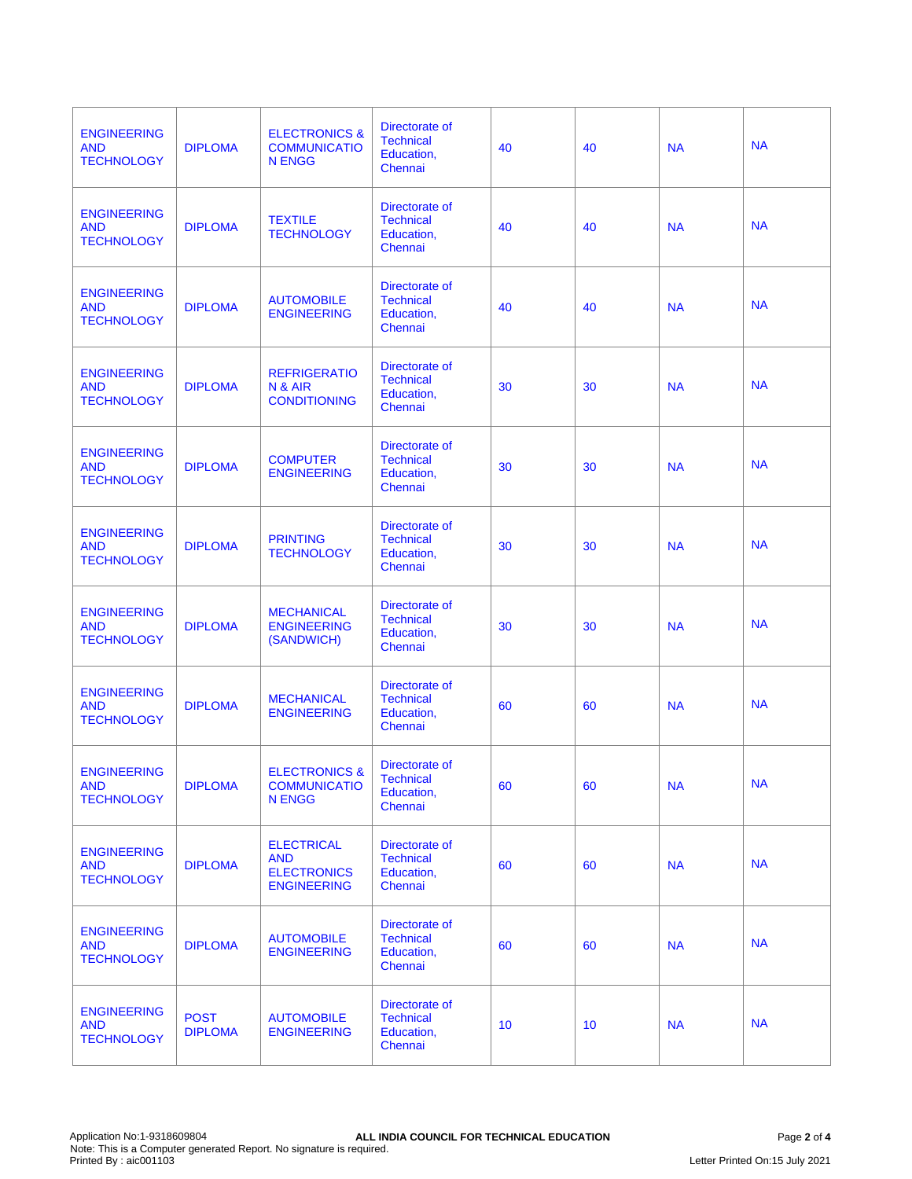| | | | | | | | |
|---|---|---|---|---|---|---|---|
| ENGINEERING AND TECHNOLOGY | DIPLOMA | ELECTRONICS & COMMUNICATION ENGG | Directorate of Technical Education, Chennai | 40 | 40 | NA | NA |
| ENGINEERING AND TECHNOLOGY | DIPLOMA | TEXTILE TECHNOLOGY | Directorate of Technical Education, Chennai | 40 | 40 | NA | NA |
| ENGINEERING AND TECHNOLOGY | DIPLOMA | AUTOMOBILE ENGINEERING | Directorate of Technical Education, Chennai | 40 | 40 | NA | NA |
| ENGINEERING AND TECHNOLOGY | DIPLOMA | REFRIGERATION & AIR CONDITIONING | Directorate of Technical Education, Chennai | 30 | 30 | NA | NA |
| ENGINEERING AND TECHNOLOGY | DIPLOMA | COMPUTER ENGINEERING | Directorate of Technical Education, Chennai | 30 | 30 | NA | NA |
| ENGINEERING AND TECHNOLOGY | DIPLOMA | PRINTING TECHNOLOGY | Directorate of Technical Education, Chennai | 30 | 30 | NA | NA |
| ENGINEERING AND TECHNOLOGY | DIPLOMA | MECHANICAL ENGINEERING (SANDWICH) | Directorate of Technical Education, Chennai | 30 | 30 | NA | NA |
| ENGINEERING AND TECHNOLOGY | DIPLOMA | MECHANICAL ENGINEERING | Directorate of Technical Education, Chennai | 60 | 60 | NA | NA |
| ENGINEERING AND TECHNOLOGY | DIPLOMA | ELECTRONICS & COMMUNICATION ENGG | Directorate of Technical Education, Chennai | 60 | 60 | NA | NA |
| ENGINEERING AND TECHNOLOGY | DIPLOMA | ELECTRICAL AND ELECTRONICS ENGINEERING | Directorate of Technical Education, Chennai | 60 | 60 | NA | NA |
| ENGINEERING AND TECHNOLOGY | DIPLOMA | AUTOMOBILE ENGINEERING | Directorate of Technical Education, Chennai | 60 | 60 | NA | NA |
| ENGINEERING AND TECHNOLOGY | POST DIPLOMA | AUTOMOBILE ENGINEERING | Directorate of Technical Education, Chennai | 10 | 10 | NA | NA |

Application No:1-9318609804

**ALL INDIA COUNCIL FOR TECHNICAL EDUCATION**

Note: This is a Computer generated Report. No signature is required.

Printed By : aic001103

Letter Printed On:15 July 2021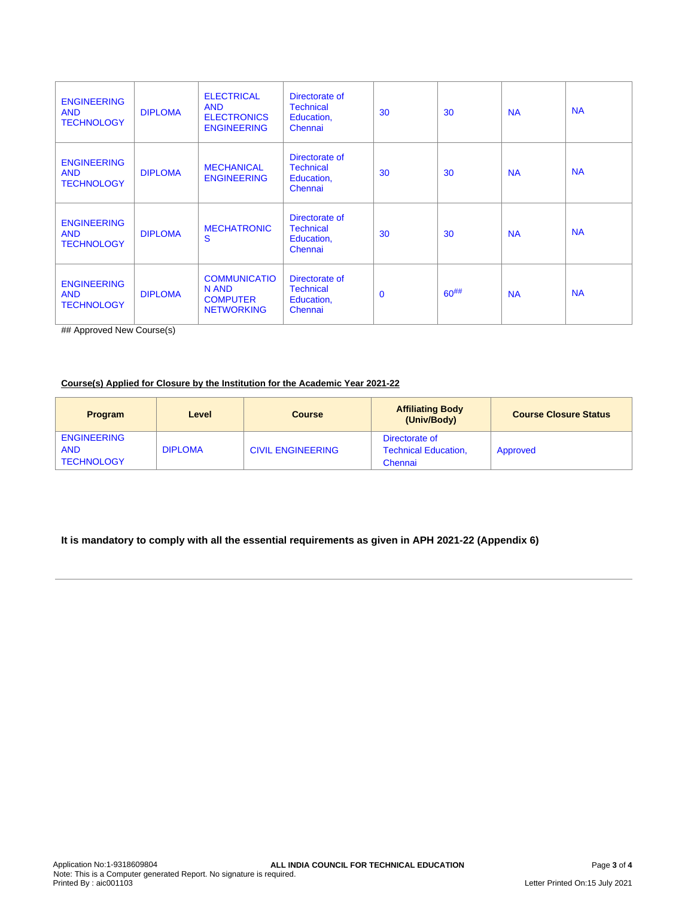| ENGINEERING AND TECHNOLOGY | DIPLOMA | ELECTRICAL AND ELECTRONICS ENGINEERING | Directorate of Technical Education, Chennai | 30 | 30 | NA | NA |
|---|---|---|---|---|---|---|---|
| ENGINEERING AND TECHNOLOGY | DIPLOMA | MECHANICAL ENGINEERING | Directorate of Technical Education, Chennai | 30 | 30 | NA | NA |
| ENGINEERING AND TECHNOLOGY | DIPLOMA | MECHATRONICS | Directorate of Technical Education, Chennai | 30 | 30 | NA | NA |
| ENGINEERING AND TECHNOLOGY | DIPLOMA | COMMUNICATION AND COMPUTER NETWORKING | Directorate of Technical Education, Chennai | 0 | 60## | NA | NA |

## Approved New Course(s)

**Course(s) Applied for Closure by the Institution for the Academic Year 2021-22**

| Program | Level | Course | Affiliating Body (Univ/Body) | Course Closure Status |
|---|---|---|---|---|
| ENGINEERING AND TECHNOLOGY | DIPLOMA | CIVIL ENGINEERING | Directorate of Technical Education, Chennai | Approved |

**It is mandatory to comply with all the essential requirements as given in APH 2021-22 (Appendix 6)**

Application No:1-9318609804
ALL INDIA COUNCIL FOR TECHNICAL EDUCATION
Note: This is a Computer generated Report. No signature is required.
Printed By : aic001103
Letter Printed On:15 July 2021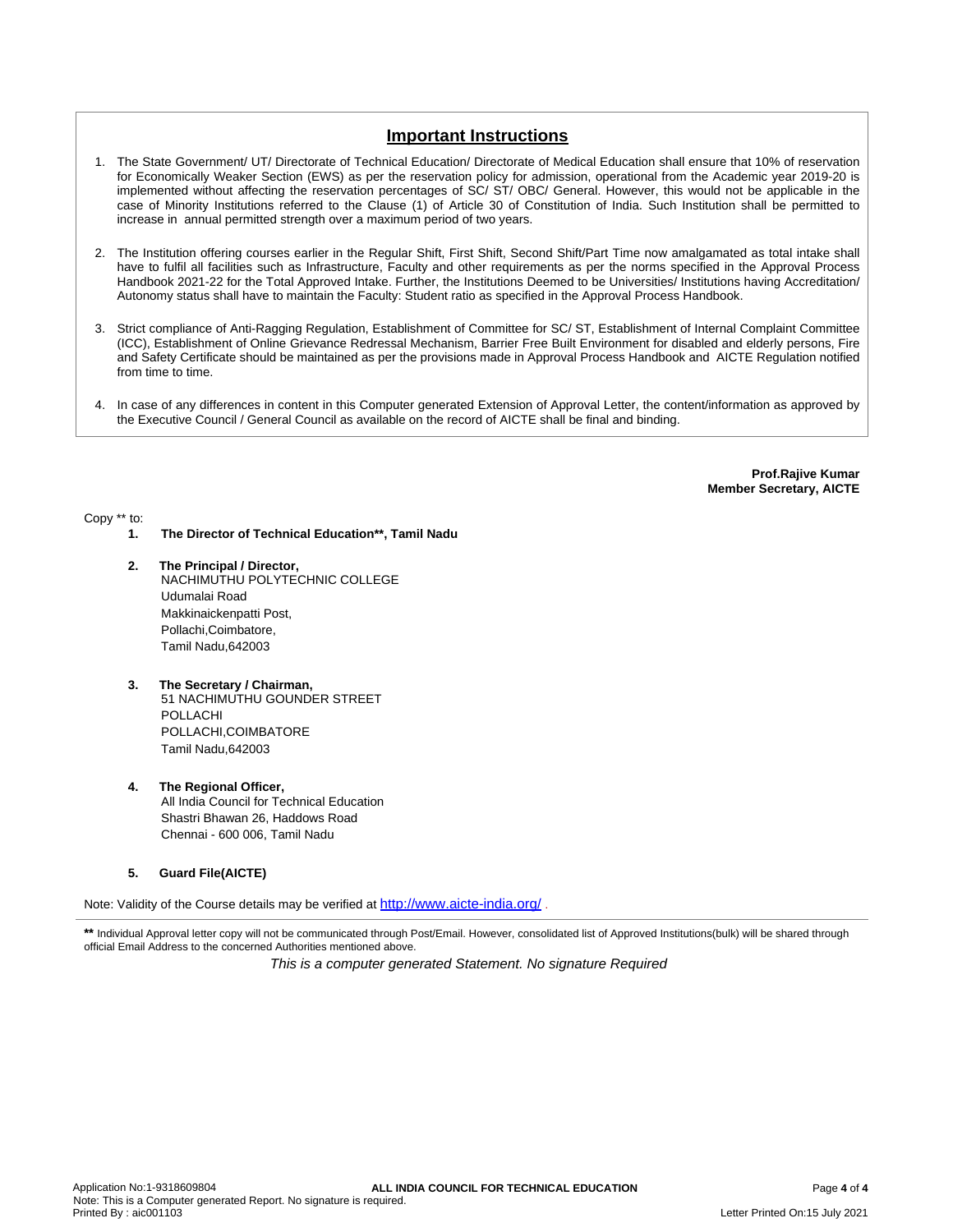## Important Instructions

1. The State Government/ UT/ Directorate of Technical Education/ Directorate of Medical Education shall ensure that 10% of reservation for Economically Weaker Section (EWS) as per the reservation policy for admission, operational from the Academic year 2019-20 is implemented without affecting the reservation percentages of SC/ ST/ OBC/ General. However, this would not be applicable in the case of Minority Institutions referred to the Clause (1) of Article 30 of Constitution of India. Such Institution shall be permitted to increase in annual permitted strength over a maximum period of two years.

2. The Institution offering courses earlier in the Regular Shift, First Shift, Second Shift/Part Time now amalgamated as total intake shall have to fulfil all facilities such as Infrastructure, Faculty and other requirements as per the norms specified in the Approval Process Handbook 2021-22 for the Total Approved Intake. Further, the Institutions Deemed to be Universities/ Institutions having Accreditation/ Autonomy status shall have to maintain the Faculty: Student ratio as specified in the Approval Process Handbook.

3. Strict compliance of Anti-Ragging Regulation, Establishment of Committee for SC/ ST, Establishment of Internal Complaint Committee (ICC), Establishment of Online Grievance Redressal Mechanism, Barrier Free Built Environment for disabled and elderly persons, Fire and Safety Certificate should be maintained as per the provisions made in Approval Process Handbook and AICTE Regulation notified from time to time.

4. In case of any differences in content in this Computer generated Extension of Approval Letter, the content/information as approved by the Executive Council / General Council as available on the record of AICTE shall be final and binding.

**Prof.Rajive Kumar**
**Member Secretary, AICTE**

Copy ** to:

1. **The Director of Technical Education**, Tamil Nadu**

2. **The Principal / Director,**
   NACHIMUTHU POLYTECHNIC COLLEGE
   Udumalai Road
   Makkinaickenpatti Post,
   Pollachi,Coimbatore,
   Tamil Nadu,642003

3. **The Secretary / Chairman,**
   51 NACHIMUTHU GOUNDER STREET
   POLLACHI
   POLLACHI,COIMBATORE
   Tamil Nadu,642003

4. **The Regional Officer,**
   All India Council for Technical Education
   Shastri Bhawan 26, Haddows Road
   Chennai - 600 006, Tamil Nadu

5. **Guard File(AICTE)**

Note: Validity of the Course details may be verified at http://www.aicte-india.org/ .

**\*\*** Individual Approval letter copy will not be communicated through Post/Email. However, consolidated list of Approved Institutions(bulk) will be shared through official Email Address to the concerned Authorities mentioned above.

*This is a computer generated Statement. No signature Required*

Application No:1-9318609804
ALL INDIA COUNCIL FOR TECHNICAL EDUCATION
Note: This is a Computer generated Report. No signature is required.
Printed By : aic001103
Letter Printed On:15 July 2021